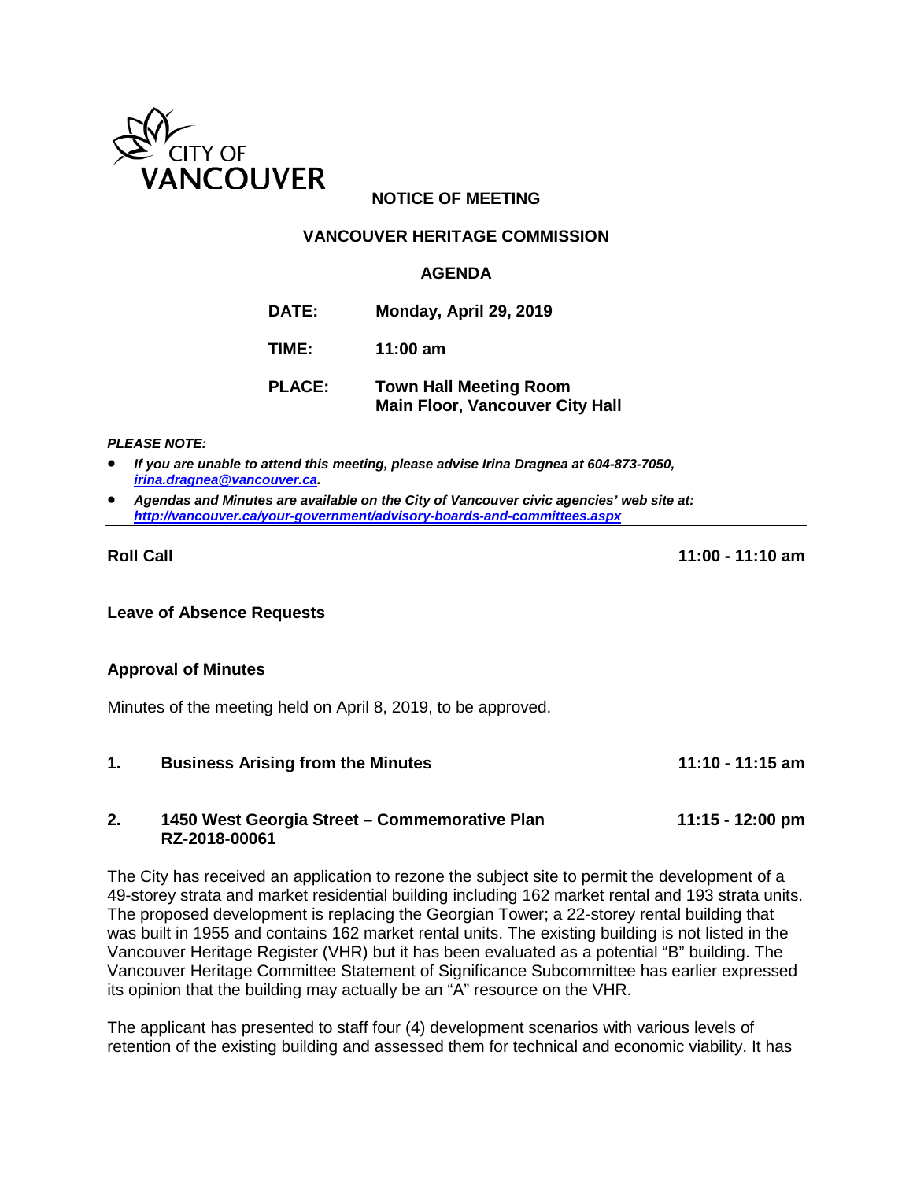CITY OF VANCOUVER

**NOTICE OF MEETING**

**VANCOUVER HERITAGE COMMISSION**

**AGENDA**

| | |
|---|---|
| **DATE:** | **Monday, April 29, 2019** |
| **TIME:** | **11:00 am** |
| **PLACE:** | **Town Hall Meeting Room**<br>**Main Floor, Vancouver City Hall** |

***PLEASE NOTE:***

- ***If you are unable to attend this meeting, please advise Irina Dragnea at 604-873-7050, [irina.dragnea@vancouver.ca](mailto:irina.dragnea@vancouver.ca).***
- ***Agendas and Minutes are available on the City of Vancouver civic agencies' web site at: [http://vancouver.ca/your-government/advisory-boards-and-committees.aspx](http://vancouver.ca/your-government/advisory-boards-and-committees.aspx)***

---

**Roll Call** **11:00 - 11:10 am**

**Leave of Absence Requests**

**Approval of Minutes**

Minutes of the meeting held on April 8, 2019, to be approved.

**1. Business Arising from the Minutes** **11:10 - 11:15 am**

**2. 1450 West Georgia Street – Commemorative Plan RZ-2018-00061** **11:15 - 12:00 pm**

The City has received an application to rezone the subject site to permit the development of a 49-storey strata and market residential building including 162 market rental and 193 strata units. The proposed development is replacing the Georgian Tower; a 22-storey rental building that was built in 1955 and contains 162 market rental units. The existing building is not listed in the Vancouver Heritage Register (VHR) but it has been evaluated as a potential "B" building. The Vancouver Heritage Committee Statement of Significance Subcommittee has earlier expressed its opinion that the building may actually be an "A" resource on the VHR.

The applicant has presented to staff four (4) development scenarios with various levels of retention of the existing building and assessed them for technical and economic viability. It has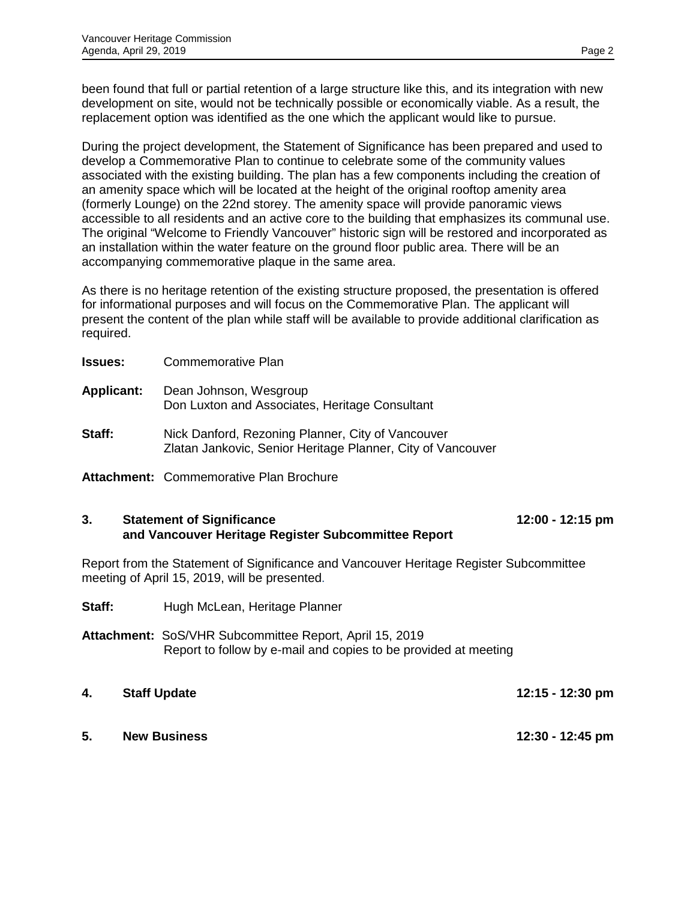been found that full or partial retention of a large structure like this, and its integration with new development on site, would not be technically possible or economically viable. As a result, the replacement option was identified as the one which the applicant would like to pursue.

During the project development, the Statement of Significance has been prepared and used to develop a Commemorative Plan to continue to celebrate some of the community values associated with the existing building. The plan has a few components including the creation of an amenity space which will be located at the height of the original rooftop amenity area (formerly Lounge) on the 22nd storey. The amenity space will provide panoramic views accessible to all residents and an active core to the building that emphasizes its communal use. The original "Welcome to Friendly Vancouver" historic sign will be restored and incorporated as an installation within the water feature on the ground floor public area. There will be an accompanying commemorative plaque in the same area.

As there is no heritage retention of the existing structure proposed, the presentation is offered for informational purposes and will focus on the Commemorative Plan. The applicant will present the content of the plan while staff will be available to provide additional clarification as required.

**Issues:** Commemorative Plan

**Applicant:** Dean Johnson, Wesgroup
Don Luxton and Associates, Heritage Consultant

**Staff:** Nick Danford, Rezoning Planner, City of Vancouver
Zlatan Jankovic, Senior Heritage Planner, City of Vancouver

**Attachment:** Commemorative Plan Brochure

## 3. Statement of Significance and Vancouver Heritage Register Subcommittee Report — 12:00 - 12:15 pm

Report from the Statement of Significance and Vancouver Heritage Register Subcommittee meeting of April 15, 2019, will be presented.

**Staff:** Hugh McLean, Heritage Planner

**Attachment:** SoS/VHR Subcommittee Report, April 15, 2019
Report to follow by e-mail and copies to be provided at meeting

## 4. Staff Update — 12:15 - 12:30 pm

## 5. New Business — 12:30 - 12:45 pm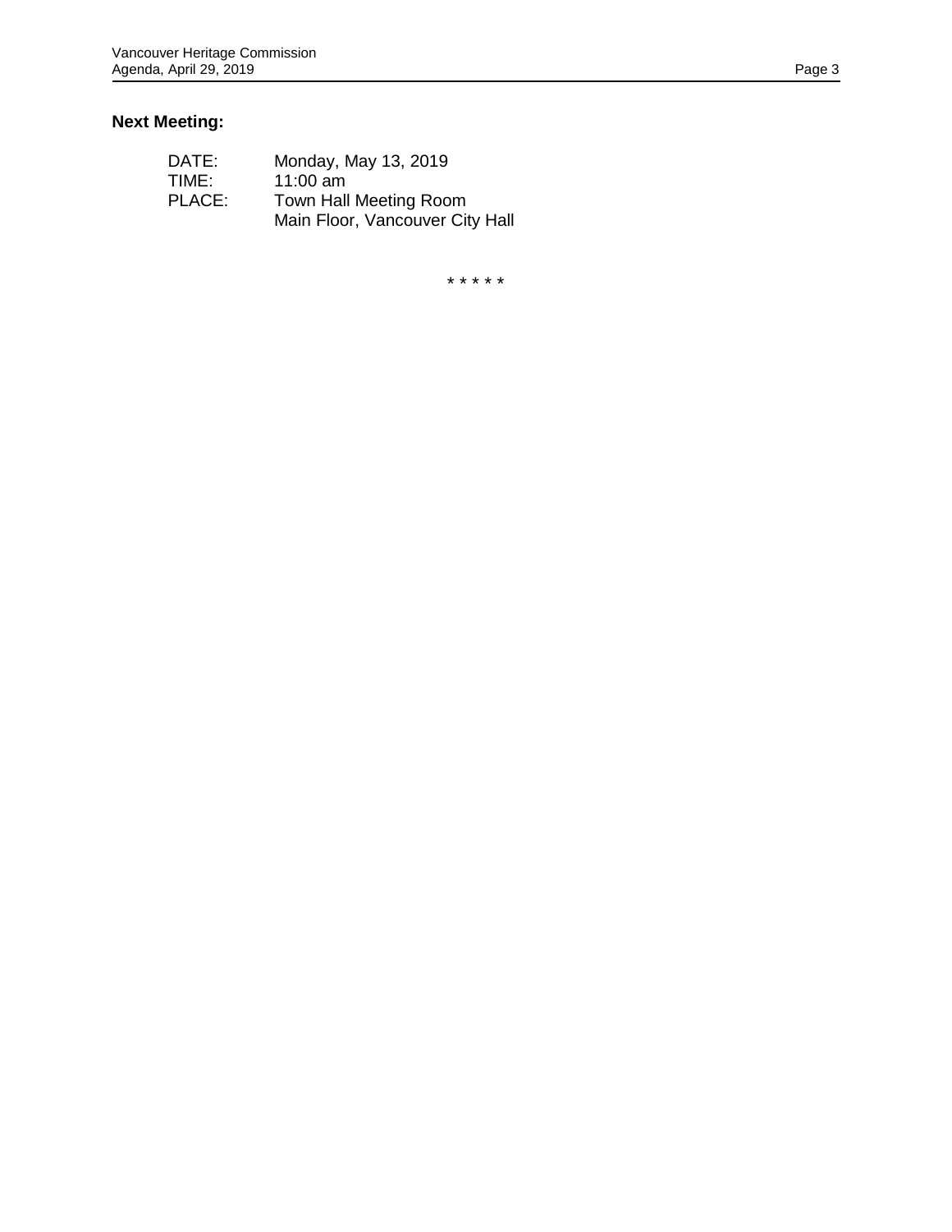**Next Meeting:**

| | |
|---|---|
| DATE: | Monday, May 13, 2019 |
| TIME: | 11:00 am |
| PLACE: | Town Hall Meeting Room<br>Main Floor, Vancouver City Hall |

\* \* \* \* \*